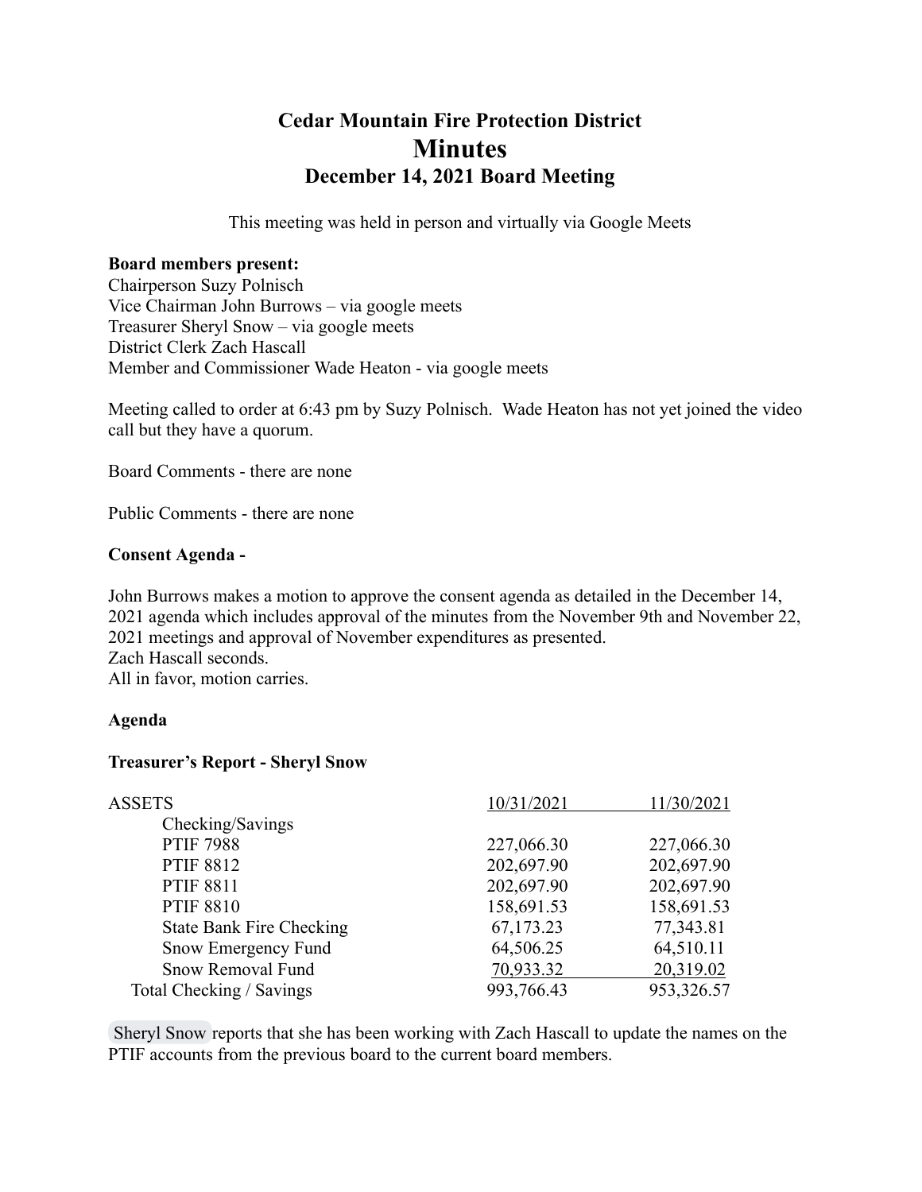# Cedar Mountain Fire Protection District

# Minutes

## December 14, 2021 Board Meeting

This meeting was held in person and virtually via Google Meets

**Board members present:**

Chairperson Suzy Polnisch
Vice Chairman John Burrows – via google meets
Treasurer Sheryl Snow – via google meets
District Clerk Zach Hascall
Member and Commissioner Wade Heaton - via google meets

Meeting called to order at 6:43 pm by Suzy Polnisch. Wade Heaton has not yet joined the video call but they have a quorum.

Board Comments - there are none

Public Comments - there are none

**Consent Agenda -**

John Burrows makes a motion to approve the consent agenda as detailed in the December 14, 2021 agenda which includes approval of the minutes from the November 9th and November 22, 2021 meetings and approval of November expenditures as presented.
Zach Hascall seconds.
All in favor, motion carries.

**Agenda**

**Treasurer's Report - Sheryl Snow**

| ASSETS | 10/31/2021 | 11/30/2021 |
|---|---|---|
| Checking/Savings | | |
| PTIF 7988 | 227,066.30 | 227,066.30 |
| PTIF 8812 | 202,697.90 | 202,697.90 |
| PTIF 8811 | 202,697.90 | 202,697.90 |
| PTIF 8810 | 158,691.53 | 158,691.53 |
| State Bank Fire Checking | 67,173.23 | 77,343.81 |
| Snow Emergency Fund | 64,506.25 | 64,510.11 |
| Snow Removal Fund | 70,933.32 | 20,319.02 |
| Total Checking / Savings | 993,766.43 | 953,326.57 |

Sheryl Snow reports that she has been working with Zach Hascall to update the names on the PTIF accounts from the previous board to the current board members.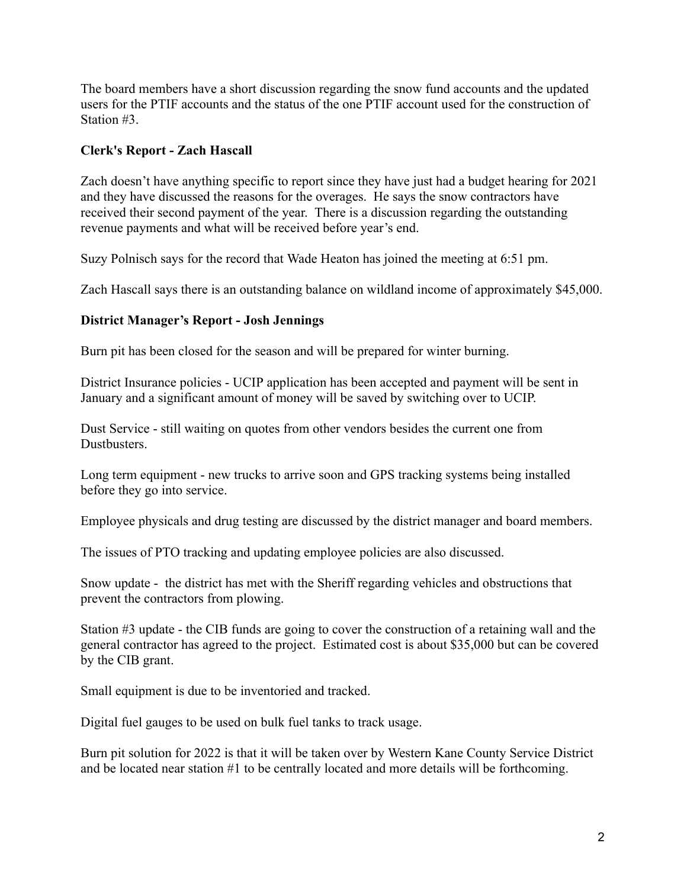The board members have a short discussion regarding the snow fund accounts and the updated users for the PTIF accounts and the status of the one PTIF account used for the construction of Station #3.

**Clerk's Report - Zach Hascall**

Zach doesn't have anything specific to report since they have just had a budget hearing for 2021 and they have discussed the reasons for the overages. He says the snow contractors have received their second payment of the year. There is a discussion regarding the outstanding revenue payments and what will be received before year's end.

Suzy Polnisch says for the record that Wade Heaton has joined the meeting at 6:51 pm.

Zach Hascall says there is an outstanding balance on wildland income of approximately $45,000.

**District Manager's Report - Josh Jennings**

Burn pit has been closed for the season and will be prepared for winter burning.

District Insurance policies - UCIP application has been accepted and payment will be sent in January and a significant amount of money will be saved by switching over to UCIP.

Dust Service - still waiting on quotes from other vendors besides the current one from Dustbusters.

Long term equipment - new trucks to arrive soon and GPS tracking systems being installed before they go into service.

Employee physicals and drug testing are discussed by the district manager and board members.

The issues of PTO tracking and updating employee policies are also discussed.

Snow update - the district has met with the Sheriff regarding vehicles and obstructions that prevent the contractors from plowing.

Station #3 update - the CIB funds are going to cover the construction of a retaining wall and the general contractor has agreed to the project. Estimated cost is about $35,000 but can be covered by the CIB grant.

Small equipment is due to be inventoried and tracked.

Digital fuel gauges to be used on bulk fuel tanks to track usage.

Burn pit solution for 2022 is that it will be taken over by Western Kane County Service District and be located near station #1 to be centrally located and more details will be forthcoming.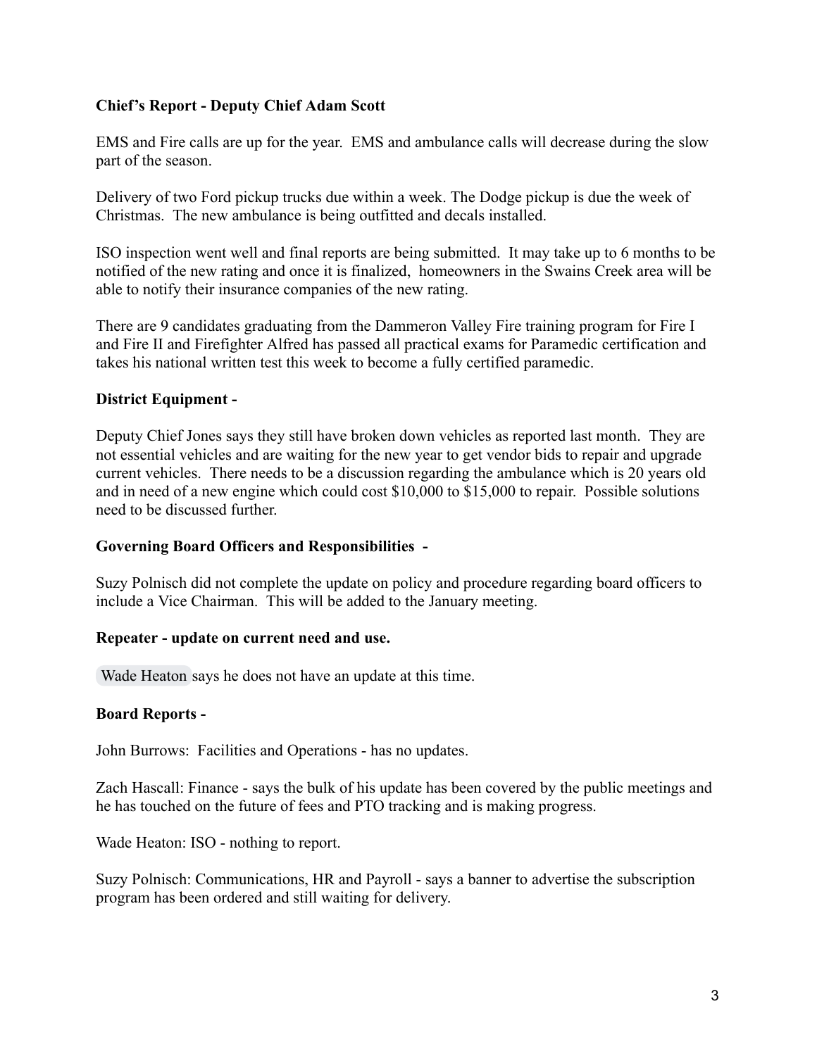**Chief's Report - Deputy Chief Adam Scott**

EMS and Fire calls are up for the year. EMS and ambulance calls will decrease during the slow part of the season.

Delivery of two Ford pickup trucks due within a week. The Dodge pickup is due the week of Christmas. The new ambulance is being outfitted and decals installed.

ISO inspection went well and final reports are being submitted. It may take up to 6 months to be notified of the new rating and once it is finalized, homeowners in the Swains Creek area will be able to notify their insurance companies of the new rating.

There are 9 candidates graduating from the Dammeron Valley Fire training program for Fire I and Fire II and Firefighter Alfred has passed all practical exams for Paramedic certification and takes his national written test this week to become a fully certified paramedic.

**District Equipment -**

Deputy Chief Jones says they still have broken down vehicles as reported last month. They are not essential vehicles and are waiting for the new year to get vendor bids to repair and upgrade current vehicles. There needs to be a discussion regarding the ambulance which is 20 years old and in need of a new engine which could cost $10,000 to $15,000 to repair. Possible solutions need to be discussed further.

**Governing Board Officers and Responsibilities -**

Suzy Polnisch did not complete the update on policy and procedure regarding board officers to include a Vice Chairman. This will be added to the January meeting.

**Repeater - update on current need and use.**

Wade Heaton says he does not have an update at this time.

**Board Reports -**

John Burrows: Facilities and Operations - has no updates.

Zach Hascall: Finance - says the bulk of his update has been covered by the public meetings and he has touched on the future of fees and PTO tracking and is making progress.

Wade Heaton: ISO - nothing to report.

Suzy Polnisch: Communications, HR and Payroll - says a banner to advertise the subscription program has been ordered and still waiting for delivery.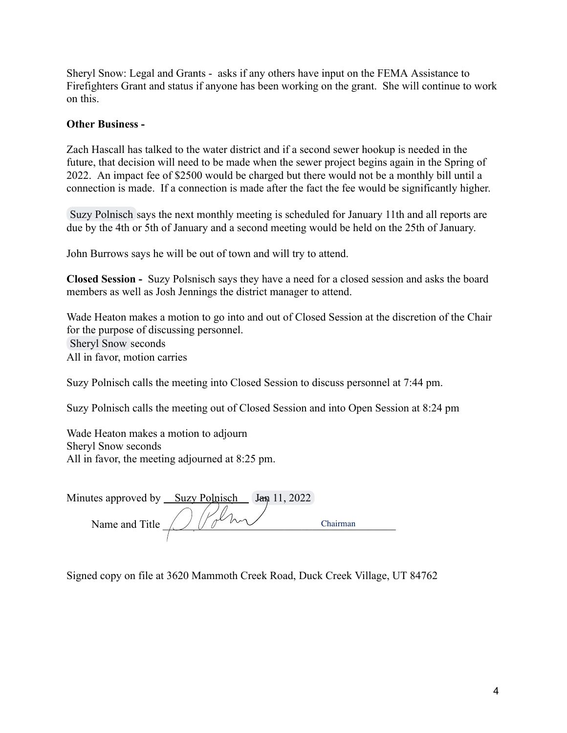Sheryl Snow: Legal and Grants - asks if any others have input on the FEMA Assistance to Firefighters Grant and status if anyone has been working on the grant. She will continue to work on this.

**Other Business -**

Zach Hascall has talked to the water district and if a second sewer hookup is needed in the future, that decision will need to be made when the sewer project begins again in the Spring of 2022. An impact fee of $2500 would be charged but there would not be a monthly bill until a connection is made. If a connection is made after the fact the fee would be significantly higher.

Suzy Polnisch says the next monthly meeting is scheduled for January 11th and all reports are due by the 4th or 5th of January and a second meeting would be held on the 25th of January.

John Burrows says he will be out of town and will try to attend.

**Closed Session -** Suzy Polsnisch says they have a need for a closed session and asks the board members as well as Josh Jennings the district manager to attend.

Wade Heaton makes a motion to go into and out of Closed Session at the discretion of the Chair for the purpose of discussing personnel.
Sheryl Snow seconds
All in favor, motion carries

Suzy Polnisch calls the meeting into Closed Session to discuss personnel at 7:44 pm.

Suzy Polnisch calls the meeting out of Closed Session and into Open Session at 8:24 pm

Wade Heaton makes a motion to adjourn
Sheryl Snow seconds
All in favor, the meeting adjourned at 8:25 pm.

Minutes approved by Suzy Polnisch Jan 11, 2022

Name and Title _______________ Chairman

Signed copy on file at 3620 Mammoth Creek Road, Duck Creek Village, UT 84762